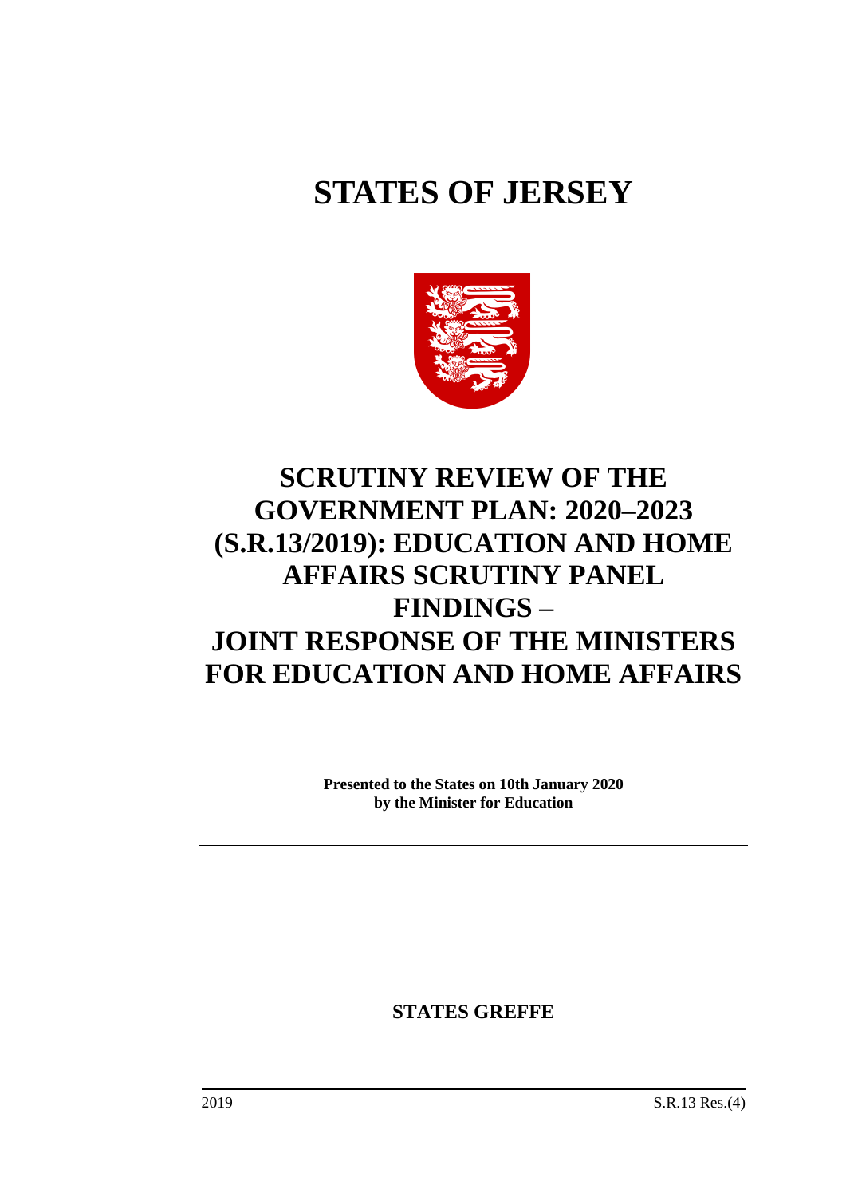# STATES OF JERSEY

# SCRUTINY REVIEW OF THE GOVERNMENT PLAN: 2020–2023 (S.R.13/2019): EDUCATION AND HOME AFFAIRS SCRUTINY PANEL FINDINGS – JOINT RESPONSE OF THE MINISTERS FOR EDUCATION AND HOME AFFAIRS

**Presented to the States on 10th January 2020 by the Minister for Education**

**STATES GREFFE**

2019 S.R.13 Res.(4)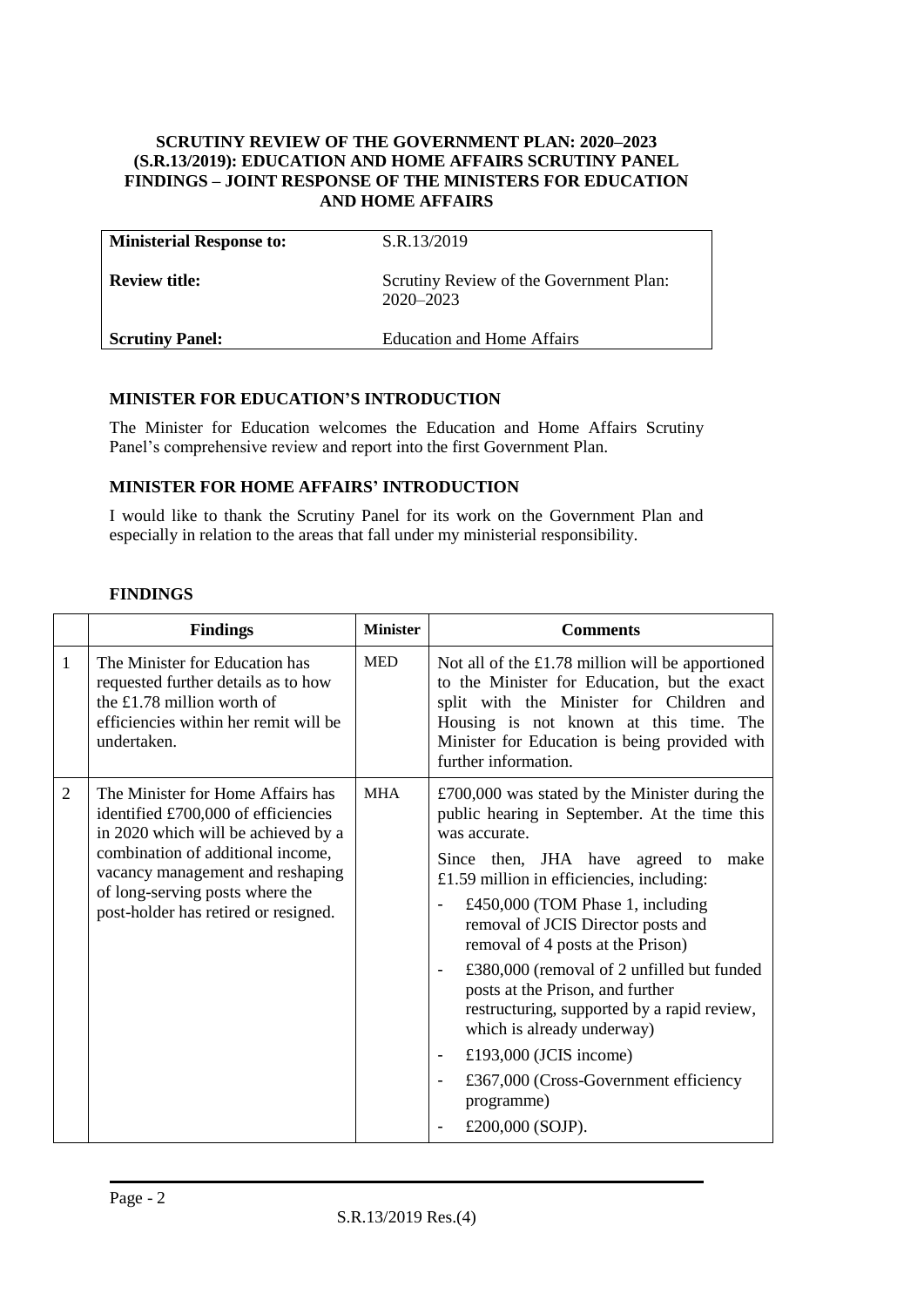**SCRUTINY REVIEW OF THE GOVERNMENT PLAN: 2020–2023 (S.R.13/2019): EDUCATION AND HOME AFFAIRS SCRUTINY PANEL FINDINGS – JOINT RESPONSE OF THE MINISTERS FOR EDUCATION AND HOME AFFAIRS**

| **Ministerial Response to:** | S.R.13/2019 |
|---|---|
| **Review title:** | Scrutiny Review of the Government Plan: 2020–2023 |
| **Scrutiny Panel:** | Education and Home Affairs |

### MINISTER FOR EDUCATION'S INTRODUCTION

The Minister for Education welcomes the Education and Home Affairs Scrutiny Panel's comprehensive review and report into the first Government Plan.

### MINISTER FOR HOME AFFAIRS' INTRODUCTION

I would like to thank the Scrutiny Panel for its work on the Government Plan and especially in relation to the areas that fall under my ministerial responsibility.

### FINDINGS

| | **Findings** | **Minister** | **Comments** |
|---|---|---|---|
| 1 | The Minister for Education has requested further details as to how the £1.78 million worth of efficiencies within her remit will be undertaken. | MED | Not all of the £1.78 million will be apportioned to the Minister for Education, but the exact split with the Minister for Children and Housing is not known at this time. The Minister for Education is being provided with further information. |
| 2 | The Minister for Home Affairs has identified £700,000 of efficiencies in 2020 which will be achieved by a combination of additional income, vacancy management and reshaping of long-serving posts where the post-holder has retired or resigned. | MHA | £700,000 was stated by the Minister during the public hearing in September. At the time this was accurate.<br><br>Since then, JHA have agreed to make £1.59 million in efficiencies, including:<br>- £450,000 (TOM Phase 1, including removal of JCIS Director posts and removal of 4 posts at the Prison)<br>- £380,000 (removal of 2 unfilled but funded posts at the Prison, and further restructuring, supported by a rapid review, which is already underway)<br>- £193,000 (JCIS income)<br>- £367,000 (Cross-Government efficiency programme)<br>- £200,000 (SOJP). |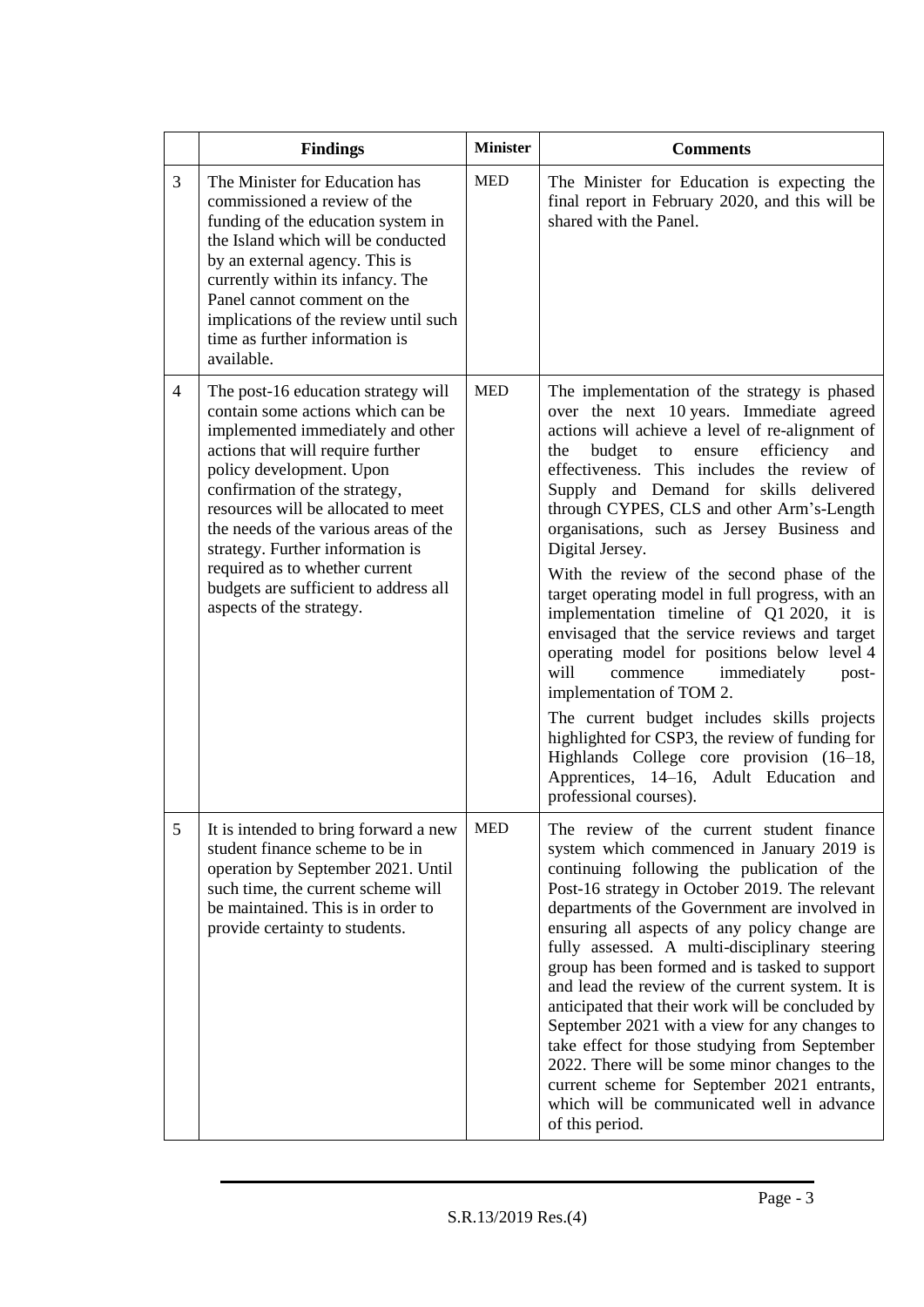| | Findings | Minister | Comments |
|---|---|---|---|
| 3 | The Minister for Education has commissioned a review of the funding of the education system in the Island which will be conducted by an external agency. This is currently within its infancy. The Panel cannot comment on the implications of the review until such time as further information is available. | MED | The Minister for Education is expecting the final report in February 2020, and this will be shared with the Panel. |
| 4 | The post-16 education strategy will contain some actions which can be implemented immediately and other actions that will require further policy development. Upon confirmation of the strategy, resources will be allocated to meet the needs of the various areas of the strategy. Further information is required as to whether current budgets are sufficient to address all aspects of the strategy. | MED | The implementation of the strategy is phased over the next 10 years. Immediate agreed actions will achieve a level of re-alignment of the budget to ensure efficiency and effectiveness. This includes the review of Supply and Demand for skills delivered through CYPES, CLS and other Arm's-Length organisations, such as Jersey Business and Digital Jersey.<br><br>With the review of the second phase of the target operating model in full progress, with an implementation timeline of Q1 2020, it is envisaged that the service reviews and target operating model for positions below level 4 will commence immediately post-implementation of TOM 2.<br><br>The current budget includes skills projects highlighted for CSP3, the review of funding for Highlands College core provision (16–18, Apprentices, 14–16, Adult Education and professional courses). |
| 5 | It is intended to bring forward a new student finance scheme to be in operation by September 2021. Until such time, the current scheme will be maintained. This is in order to provide certainty to students. | MED | The review of the current student finance system which commenced in January 2019 is continuing following the publication of the Post-16 strategy in October 2019. The relevant departments of the Government are involved in ensuring all aspects of any policy change are fully assessed. A multi-disciplinary steering group has been formed and is tasked to support and lead the review of the current system. It is anticipated that their work will be concluded by September 2021 with a view for any changes to take effect for those studying from September 2022. There will be some minor changes to the current scheme for September 2021 entrants, which will be communicated well in advance of this period. |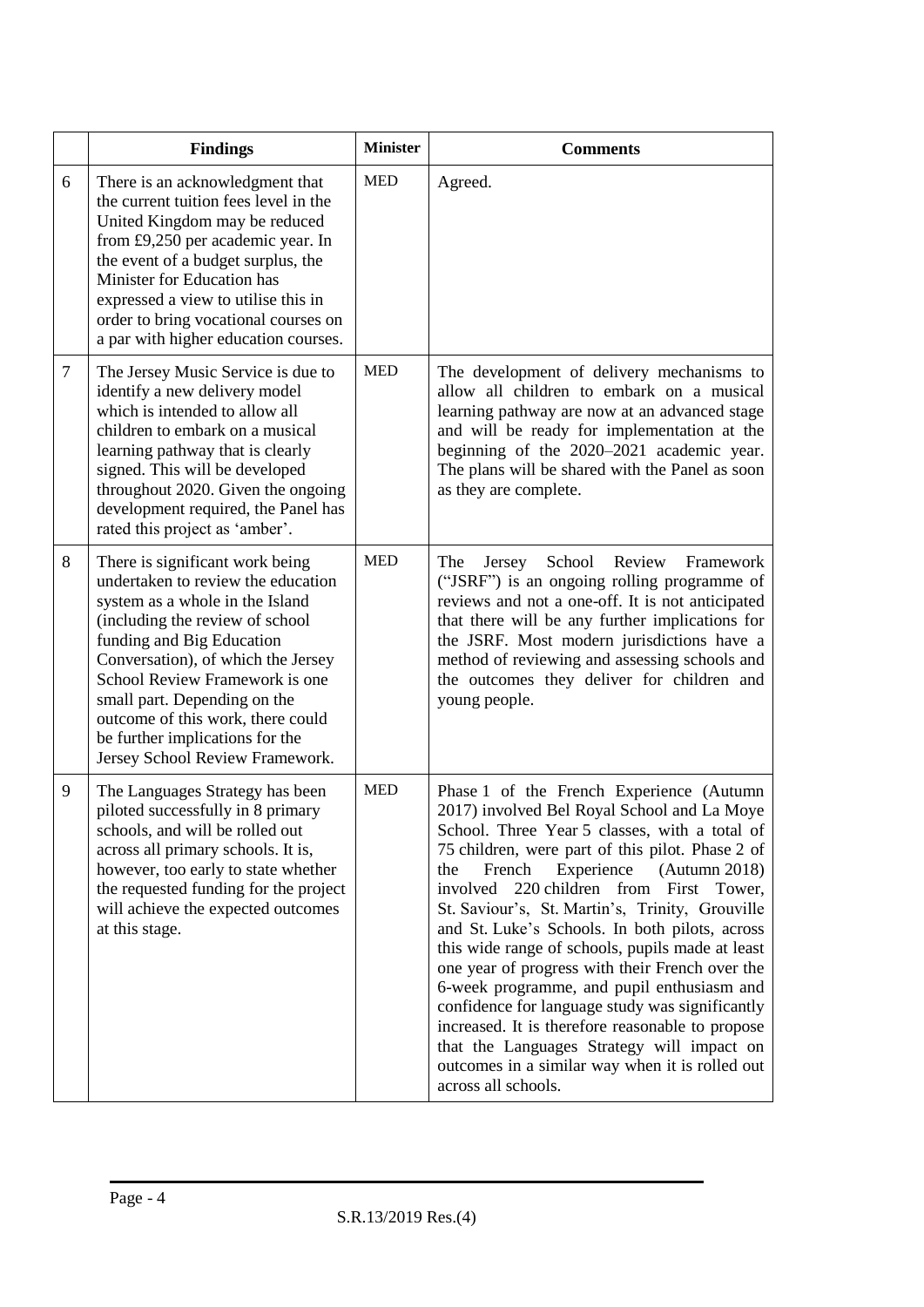| | Findings | Minister | Comments |
|---|---|---|---|
| 6 | There is an acknowledgment that the current tuition fees level in the United Kingdom may be reduced from £9,250 per academic year. In the event of a budget surplus, the Minister for Education has expressed a view to utilise this in order to bring vocational courses on a par with higher education courses. | MED | Agreed. |
| 7 | The Jersey Music Service is due to identify a new delivery model which is intended to allow all children to embark on a musical learning pathway that is clearly signed. This will be developed throughout 2020. Given the ongoing development required, the Panel has rated this project as 'amber'. | MED | The development of delivery mechanisms to allow all children to embark on a musical learning pathway are now at an advanced stage and will be ready for implementation at the beginning of the 2020–2021 academic year. The plans will be shared with the Panel as soon as they are complete. |
| 8 | There is significant work being undertaken to review the education system as a whole in the Island (including the review of school funding and Big Education Conversation), of which the Jersey School Review Framework is one small part. Depending on the outcome of this work, there could be further implications for the Jersey School Review Framework. | MED | The Jersey School Review Framework ("JSRF") is an ongoing rolling programme of reviews and not a one-off. It is not anticipated that there will be any further implications for the JSRF. Most modern jurisdictions have a method of reviewing and assessing schools and the outcomes they deliver for children and young people. |
| 9 | The Languages Strategy has been piloted successfully in 8 primary schools, and will be rolled out across all primary schools. It is, however, too early to state whether the requested funding for the project will achieve the expected outcomes at this stage. | MED | Phase 1 of the French Experience (Autumn 2017) involved Bel Royal School and La Moye School. Three Year 5 classes, with a total of 75 children, were part of this pilot. Phase 2 of the French Experience (Autumn 2018) involved 220 children from First Tower, St. Saviour's, St. Martin's, Trinity, Grouville and St. Luke's Schools. In both pilots, across this wide range of schools, pupils made at least one year of progress with their French over the 6-week programme, and pupil enthusiasm and confidence for language study was significantly increased. It is therefore reasonable to propose that the Languages Strategy will impact on outcomes in a similar way when it is rolled out across all schools. |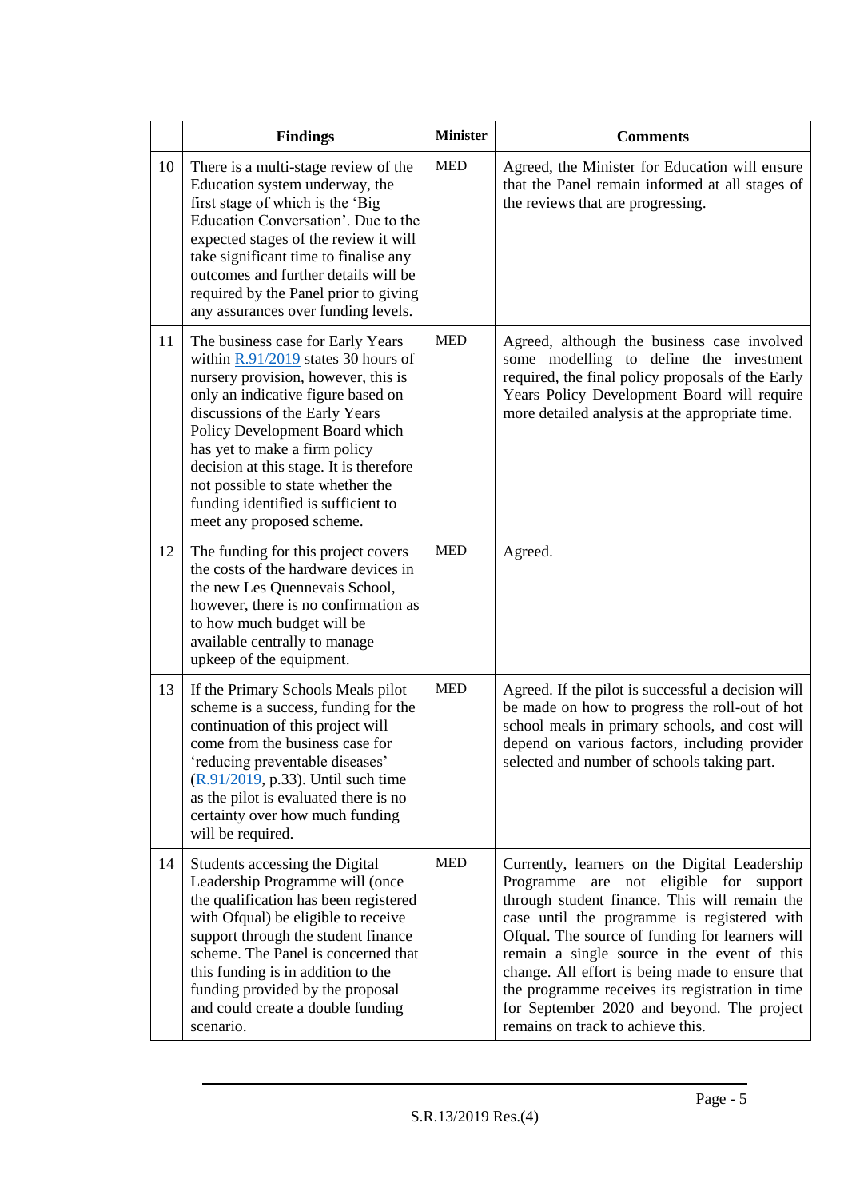| | Findings | Minister | Comments |
|---|---|---|---|
| 10 | There is a multi-stage review of the Education system underway, the first stage of which is the 'Big Education Conversation'. Due to the expected stages of the review it will take significant time to finalise any outcomes and further details will be required by the Panel prior to giving any assurances over funding levels. | MED | Agreed, the Minister for Education will ensure that the Panel remain informed at all stages of the reviews that are progressing. |
| 11 | The business case for Early Years within R.91/2019 states 30 hours of nursery provision, however, this is only an indicative figure based on discussions of the Early Years Policy Development Board which has yet to make a firm policy decision at this stage. It is therefore not possible to state whether the funding identified is sufficient to meet any proposed scheme. | MED | Agreed, although the business case involved some modelling to define the investment required, the final policy proposals of the Early Years Policy Development Board will require more detailed analysis at the appropriate time. |
| 12 | The funding for this project covers the costs of the hardware devices in the new Les Quennevais School, however, there is no confirmation as to how much budget will be available centrally to manage upkeep of the equipment. | MED | Agreed. |
| 13 | If the Primary Schools Meals pilot scheme is a success, funding for the continuation of this project will come from the business case for 'reducing preventable diseases' (R.91/2019, p.33). Until such time as the pilot is evaluated there is no certainty over how much funding will be required. | MED | Agreed. If the pilot is successful a decision will be made on how to progress the roll-out of hot school meals in primary schools, and cost will depend on various factors, including provider selected and number of schools taking part. |
| 14 | Students accessing the Digital Leadership Programme will (once the qualification has been registered with Ofqual) be eligible to receive support through the student finance scheme. The Panel is concerned that this funding is in addition to the funding provided by the proposal and could create a double funding scenario. | MED | Currently, learners on the Digital Leadership Programme are not eligible for support through student finance. This will remain the case until the programme is registered with Ofqual. The source of funding for learners will remain a single source in the event of this change. All effort is being made to ensure that the programme receives its registration in time for September 2020 and beyond. The project remains on track to achieve this. |

S.R.13/2019 Res.(4)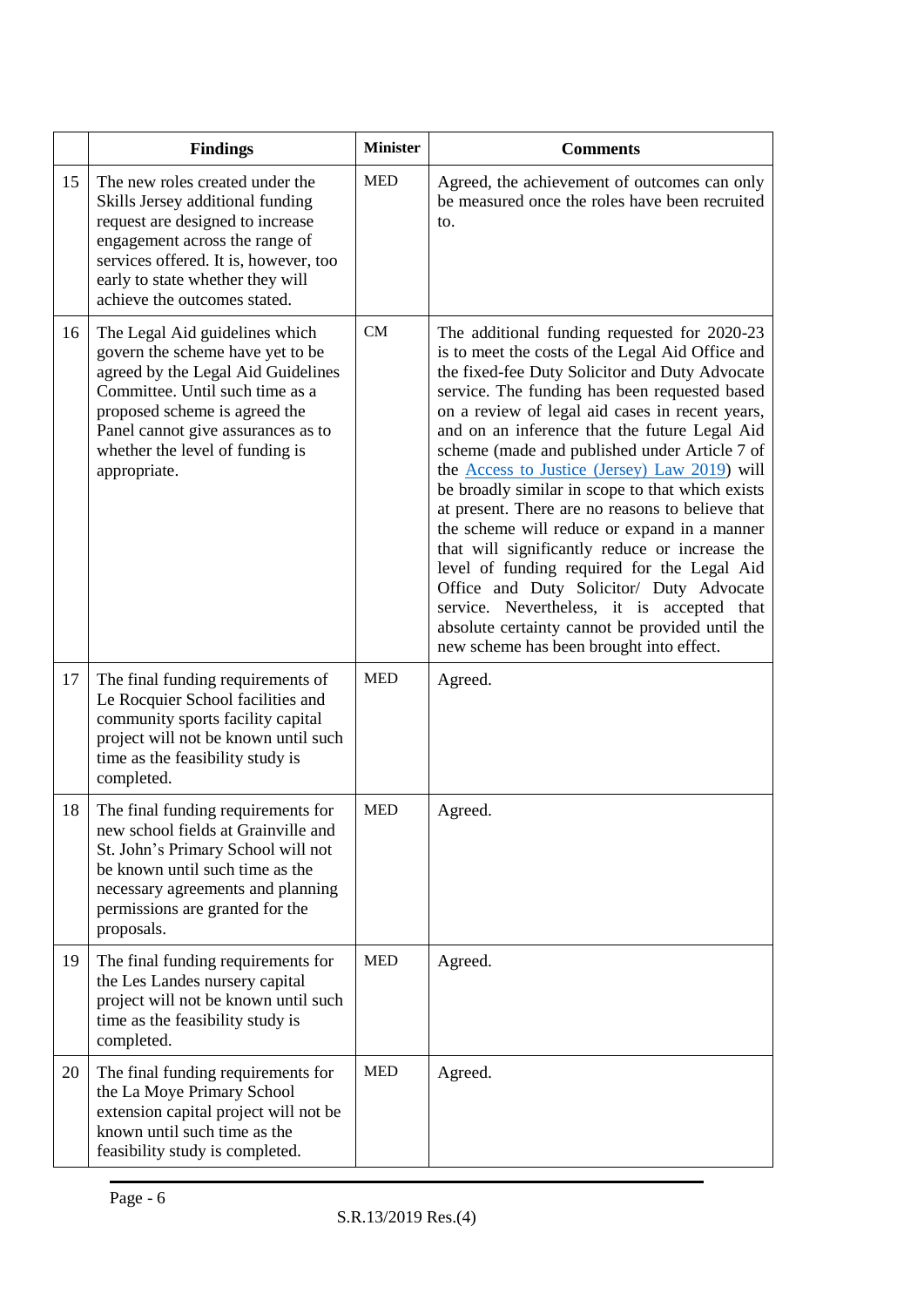|  | Findings | Minister | Comments |
|---|---|---|---|
| 15 | The new roles created under the Skills Jersey additional funding request are designed to increase engagement across the range of services offered. It is, however, too early to state whether they will achieve the outcomes stated. | MED | Agreed, the achievement of outcomes can only be measured once the roles have been recruited to. |
| 16 | The Legal Aid guidelines which govern the scheme have yet to be agreed by the Legal Aid Guidelines Committee. Until such time as a proposed scheme is agreed the Panel cannot give assurances as to whether the level of funding is appropriate. | CM | The additional funding requested for 2020-23 is to meet the costs of the Legal Aid Office and the fixed-fee Duty Solicitor and Duty Advocate service. The funding has been requested based on a review of legal aid cases in recent years, and on an inference that the future Legal Aid scheme (made and published under Article 7 of the [Access to Justice (Jersey) Law 2019]) will be broadly similar in scope to that which exists at present. There are no reasons to believe that the scheme will reduce or expand in a manner that will significantly reduce or increase the level of funding required for the Legal Aid Office and Duty Solicitor/ Duty Advocate service. Nevertheless, it is accepted that absolute certainty cannot be provided until the new scheme has been brought into effect. |
| 17 | The final funding requirements of Le Rocquier School facilities and community sports facility capital project will not be known until such time as the feasibility study is completed. | MED | Agreed. |
| 18 | The final funding requirements for new school fields at Grainville and St. John's Primary School will not be known until such time as the necessary agreements and planning permissions are granted for the proposals. | MED | Agreed. |
| 19 | The final funding requirements for the Les Landes nursery capital project will not be known until such time as the feasibility study is completed. | MED | Agreed. |
| 20 | The final funding requirements for the La Moye Primary School extension capital project will not be known until such time as the feasibility study is completed. | MED | Agreed. |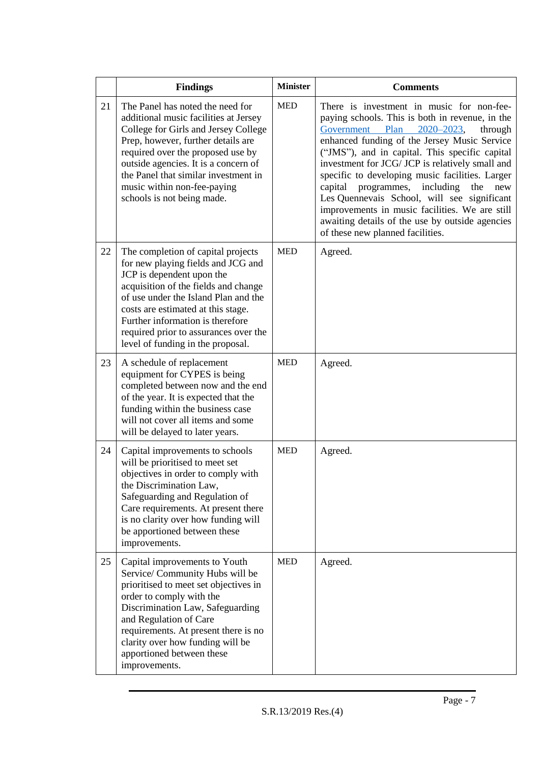| | Findings | Minister | Comments |
|---|---|---|---|
| 21 | The Panel has noted the need for additional music facilities at Jersey College for Girls and Jersey College Prep, however, further details are required over the proposed use by outside agencies. It is a concern of the Panel that similar investment in music within non-fee-paying schools is not being made. | MED | There is investment in music for non-fee-paying schools. This is both in revenue, in the Government Plan 2020–2023, through enhanced funding of the Jersey Music Service ("JMS"), and in capital. This specific capital investment for JCG/ JCP is relatively small and specific to developing music facilities. Larger capital programmes, including the new Les Quennevais School, will see significant improvements in music facilities. We are still awaiting details of the use by outside agencies of these new planned facilities. |
| 22 | The completion of capital projects for new playing fields and JCG and JCP is dependent upon the acquisition of the fields and change of use under the Island Plan and the costs are estimated at this stage. Further information is therefore required prior to assurances over the level of funding in the proposal. | MED | Agreed. |
| 23 | A schedule of replacement equipment for CYPES is being completed between now and the end of the year. It is expected that the funding within the business case will not cover all items and some will be delayed to later years. | MED | Agreed. |
| 24 | Capital improvements to schools will be prioritised to meet set objectives in order to comply with the Discrimination Law, Safeguarding and Regulation of Care requirements. At present there is no clarity over how funding will be apportioned between these improvements. | MED | Agreed. |
| 25 | Capital improvements to Youth Service/ Community Hubs will be prioritised to meet set objectives in order to comply with the Discrimination Law, Safeguarding and Regulation of Care requirements. At present there is no clarity over how funding will be apportioned between these improvements. | MED | Agreed. |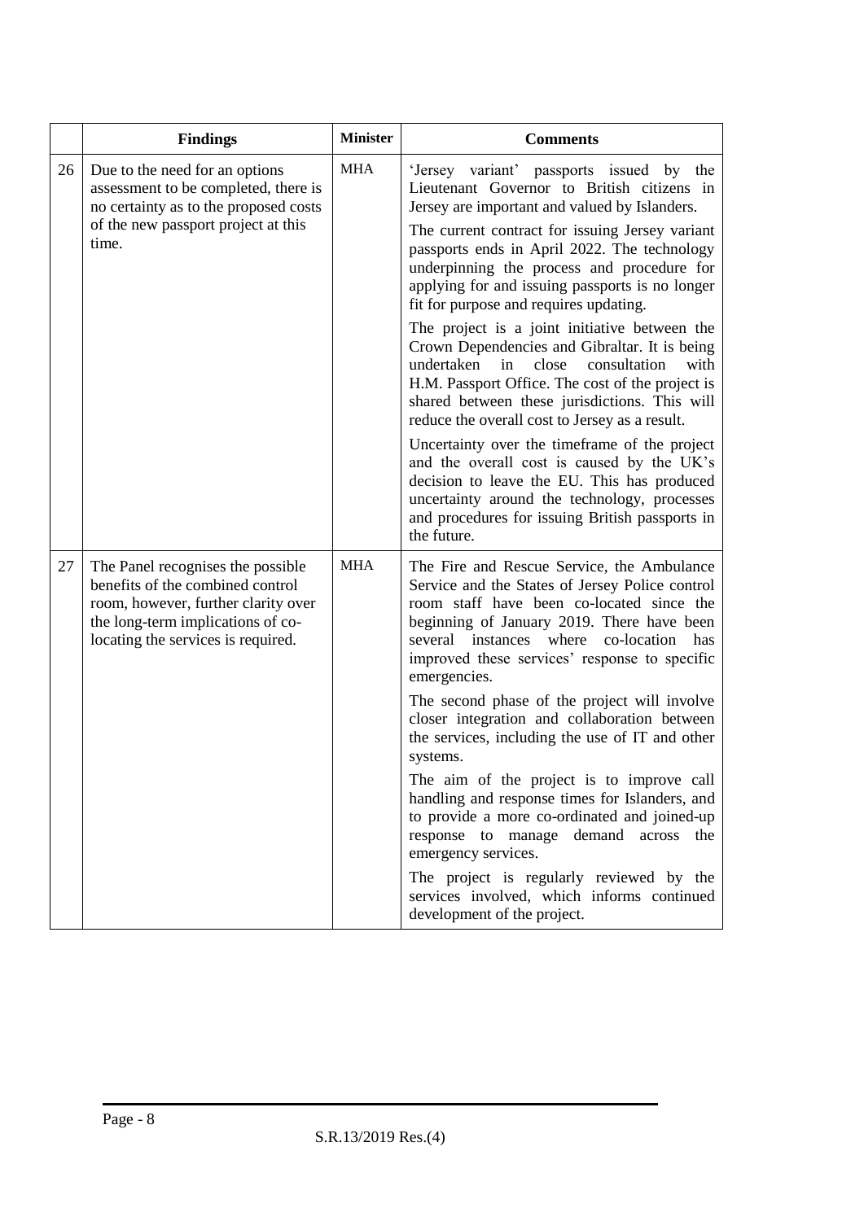|  | Findings | Minister | Comments |
| --- | --- | --- | --- |
| 26 | Due to the need for an options assessment to be completed, there is no certainty as to the proposed costs of the new passport project at this time. | MHA | 'Jersey variant' passports issued by the Lieutenant Governor to British citizens in Jersey are important and valued by Islanders.<br><br>The current contract for issuing Jersey variant passports ends in April 2022. The technology underpinning the process and procedure for applying for and issuing passports is no longer fit for purpose and requires updating.<br><br>The project is a joint initiative between the Crown Dependencies and Gibraltar. It is being undertaken in close consultation with H.M. Passport Office. The cost of the project is shared between these jurisdictions. This will reduce the overall cost to Jersey as a result.<br><br>Uncertainty over the timeframe of the project and the overall cost is caused by the UK's decision to leave the EU. This has produced uncertainty around the technology, processes and procedures for issuing British passports in the future. |
| 27 | The Panel recognises the possible benefits of the combined control room, however, further clarity over the long-term implications of co-locating the services is required. | MHA | The Fire and Rescue Service, the Ambulance Service and the States of Jersey Police control room staff have been co-located since the beginning of January 2019. There have been several instances where co-location has improved these services' response to specific emergencies.<br><br>The second phase of the project will involve closer integration and collaboration between the services, including the use of IT and other systems.<br><br>The aim of the project is to improve call handling and response times for Islanders, and to provide a more co-ordinated and joined-up response to manage demand across the emergency services.<br><br>The project is regularly reviewed by the services involved, which informs continued development of the project. |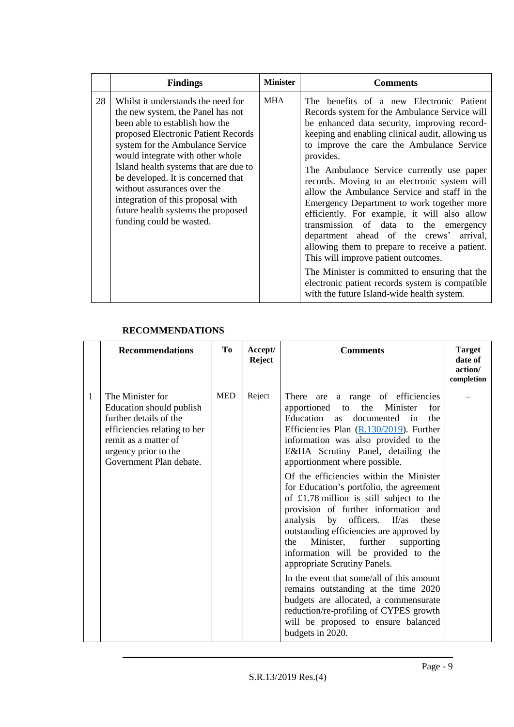| | Findings | Minister | Comments |
|---|---|---|---|
| 28 | Whilst it understands the need for the new system, the Panel has not been able to establish how the proposed Electronic Patient Records system for the Ambulance Service would integrate with other whole Island health systems that are due to be developed. It is concerned that without assurances over the integration of this proposal with future health systems the proposed funding could be wasted. | MHA | The benefits of a new Electronic Patient Records system for the Ambulance Service will be enhanced data security, improving record-keeping and enabling clinical audit, allowing us to improve the care the Ambulance Service provides.<br><br>The Ambulance Service currently use paper records. Moving to an electronic system will allow the Ambulance Service and staff in the Emergency Department to work together more efficiently. For example, it will also allow transmission of data to the emergency department ahead of the crews' arrival, allowing them to prepare to receive a patient. This will improve patient outcomes.<br><br>The Minister is committed to ensuring that the electronic patient records system is compatible with the future Island-wide health system. |

## RECOMMENDATIONS

| | Recommendations | To | Accept/ Reject | Comments | Target date of action/ completion |
|---|---|---|---|---|---|
| 1 | The Minister for Education should publish further details of the efficiencies relating to her remit as a matter of urgency prior to the Government Plan debate. | MED | Reject | There are a range of efficiencies apportioned to the Minister for Education as documented in the Efficiencies Plan (R.130/2019). Further information was also provided to the E&HA Scrutiny Panel, detailing the apportionment where possible.<br><br>Of the efficiencies within the Minister for Education's portfolio, the agreement of £1.78 million is still subject to the provision of further information and analysis by officers. If/as these outstanding efficiencies are approved by the Minister, further supporting information will be provided to the appropriate Scrutiny Panels.<br><br>In the event that some/all of this amount remains outstanding at the time 2020 budgets are allocated, a commensurate reduction/re-profiling of CYPES growth will be proposed to ensure balanced budgets in 2020. | – |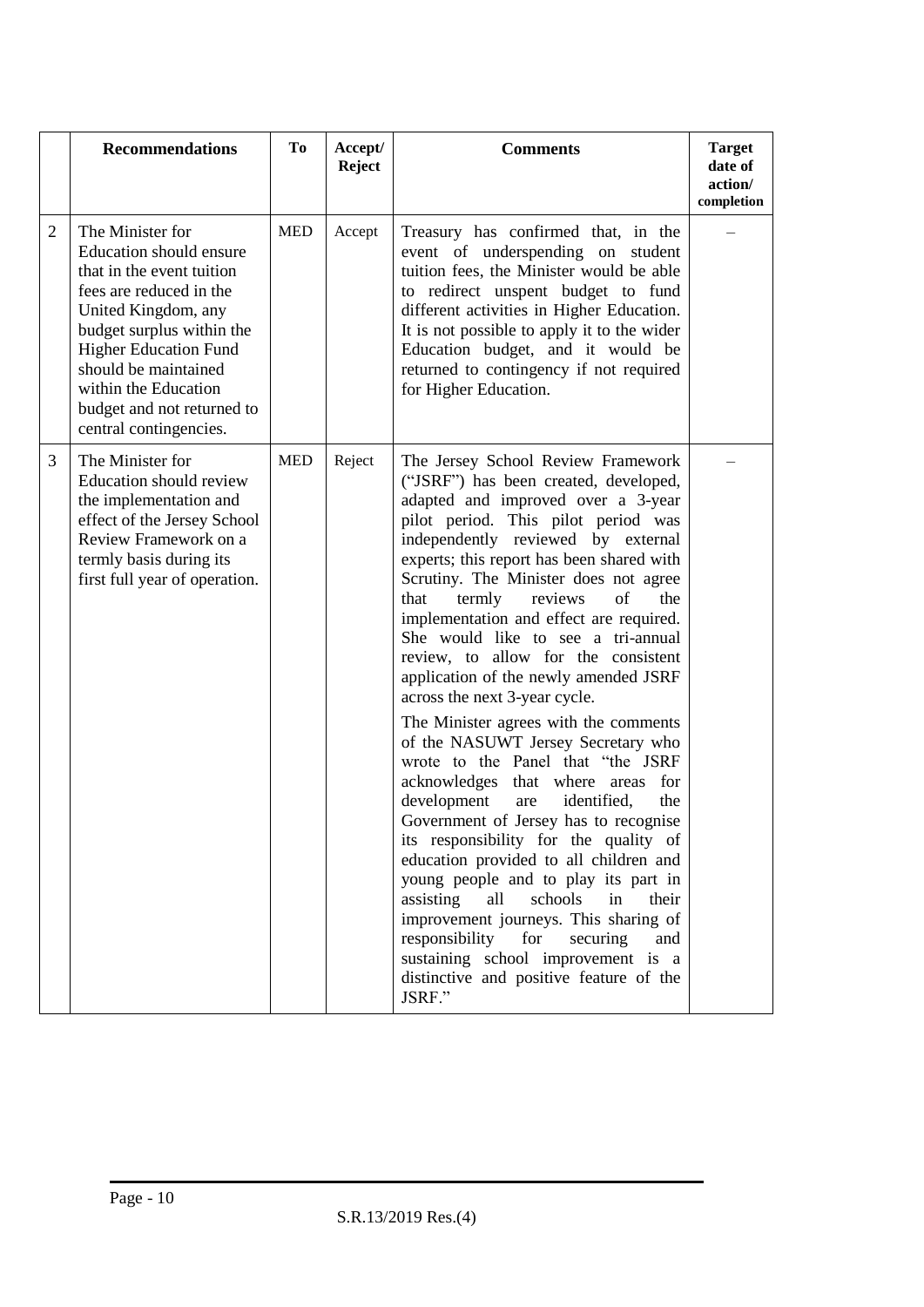| | Recommendations | To | Accept/ Reject | Comments | Target date of action/ completion |
|---|---|---|---|---|---|
| 2 | The Minister for Education should ensure that in the event tuition fees are reduced in the United Kingdom, any budget surplus within the Higher Education Fund should be maintained within the Education budget and not returned to central contingencies. | MED | Accept | Treasury has confirmed that, in the event of underspending on student tuition fees, the Minister would be able to redirect unspent budget to fund different activities in Higher Education. It is not possible to apply it to the wider Education budget, and it would be returned to contingency if not required for Higher Education. | – |
| 3 | The Minister for Education should review the implementation and effect of the Jersey School Review Framework on a termly basis during its first full year of operation. | MED | Reject | The Jersey School Review Framework ("JSRF") has been created, developed, adapted and improved over a 3-year pilot period. This pilot period was independently reviewed by external experts; this report has been shared with Scrutiny. The Minister does not agree that termly reviews of the implementation and effect are required. She would like to see a tri-annual review, to allow for the consistent application of the newly amended JSRF across the next 3-year cycle.<br><br>The Minister agrees with the comments of the NASUWT Jersey Secretary who wrote to the Panel that "the JSRF acknowledges that where areas for development are identified, the Government of Jersey has to recognise its responsibility for the quality of education provided to all children and young people and to play its part in assisting all schools in their improvement journeys. This sharing of responsibility for securing and sustaining school improvement is a distinctive and positive feature of the JSRF." | – |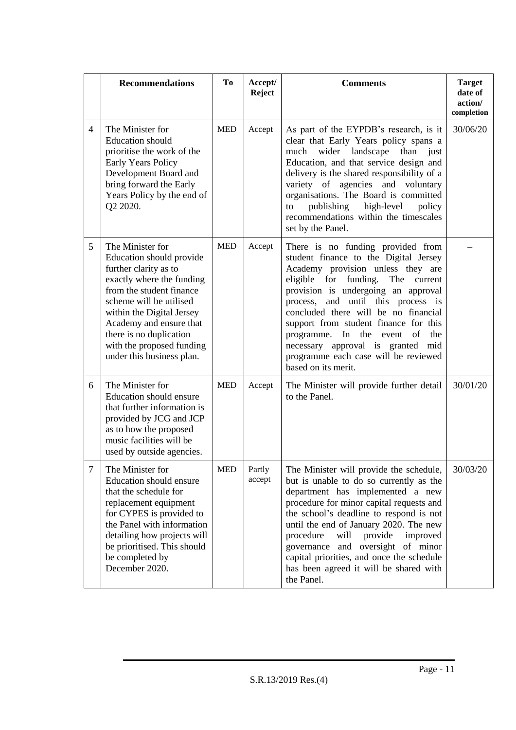| | Recommendations | To | Accept/ Reject | Comments | Target date of action/ completion |
|---|---|---|---|---|---|
| 4 | The Minister for Education should prioritise the work of the Early Years Policy Development Board and bring forward the Early Years Policy by the end of Q2 2020. | MED | Accept | As part of the EYPDB's research, is it clear that Early Years policy spans a much wider landscape than just Education, and that service design and delivery is the shared responsibility of a variety of agencies and voluntary organisations. The Board is committed to publishing high-level policy recommendations within the timescales set by the Panel. | 30/06/20 |
| 5 | The Minister for Education should provide further clarity as to exactly where the funding from the student finance scheme will be utilised within the Digital Jersey Academy and ensure that there is no duplication with the proposed funding under this business plan. | MED | Accept | There is no funding provided from student finance to the Digital Jersey Academy provision unless they are eligible for funding. The current provision is undergoing an approval process, and until this process is concluded there will be no financial support from student finance for this programme. In the event of the necessary approval is granted mid programme each case will be reviewed based on its merit. | – |
| 6 | The Minister for Education should ensure that further information is provided by JCG and JCP as to how the proposed music facilities will be used by outside agencies. | MED | Accept | The Minister will provide further detail to the Panel. | 30/01/20 |
| 7 | The Minister for Education should ensure that the schedule for replacement equipment for CYPES is provided to the Panel with information detailing how projects will be prioritised. This should be completed by December 2020. | MED | Partly accept | The Minister will provide the schedule, but is unable to do so currently as the department has implemented a new procedure for minor capital requests and the school's deadline to respond is not until the end of January 2020. The new procedure will provide improved governance and oversight of minor capital priorities, and once the schedule has been agreed it will be shared with the Panel. | 30/03/20 |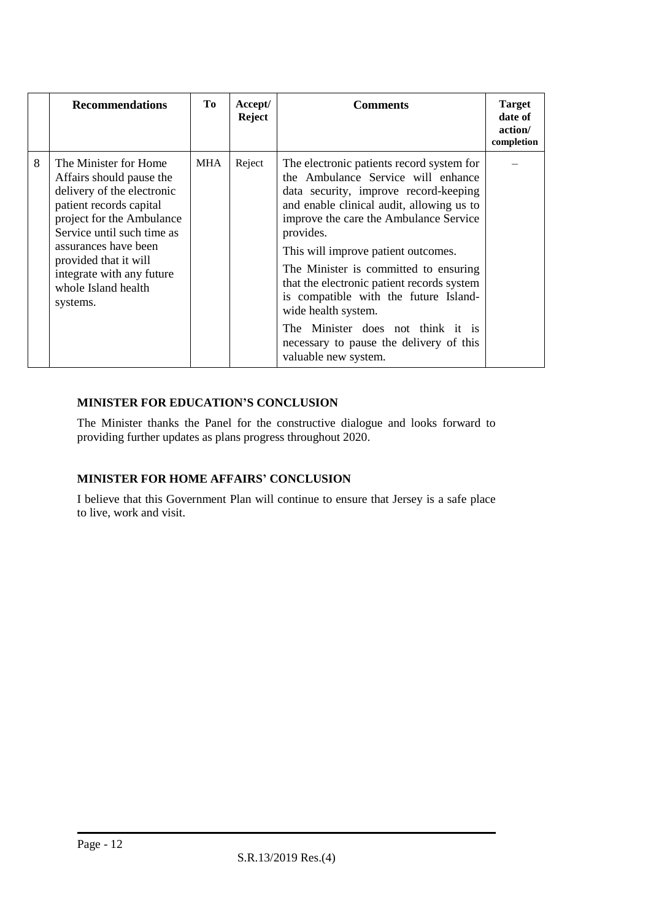| | Recommendations | To | Accept/ Reject | Comments | Target date of action/ completion |
|---|---|---|---|---|---|
| 8 | The Minister for Home Affairs should pause the delivery of the electronic patient records capital project for the Ambulance Service until such time as assurances have been provided that it will integrate with any future whole Island health systems. | MHA | Reject | The electronic patients record system for the Ambulance Service will enhance data security, improve record-keeping and enable clinical audit, allowing us to improve the care the Ambulance Service provides.<br><br>This will improve patient outcomes.<br><br>The Minister is committed to ensuring that the electronic patient records system is compatible with the future Island-wide health system.<br><br>The Minister does not think it is necessary to pause the delivery of this valuable new system. | – |

**MINISTER FOR EDUCATION'S CONCLUSION**

The Minister thanks the Panel for the constructive dialogue and looks forward to providing further updates as plans progress throughout 2020.

**MINISTER FOR HOME AFFAIRS' CONCLUSION**

I believe that this Government Plan will continue to ensure that Jersey is a safe place to live, work and visit.